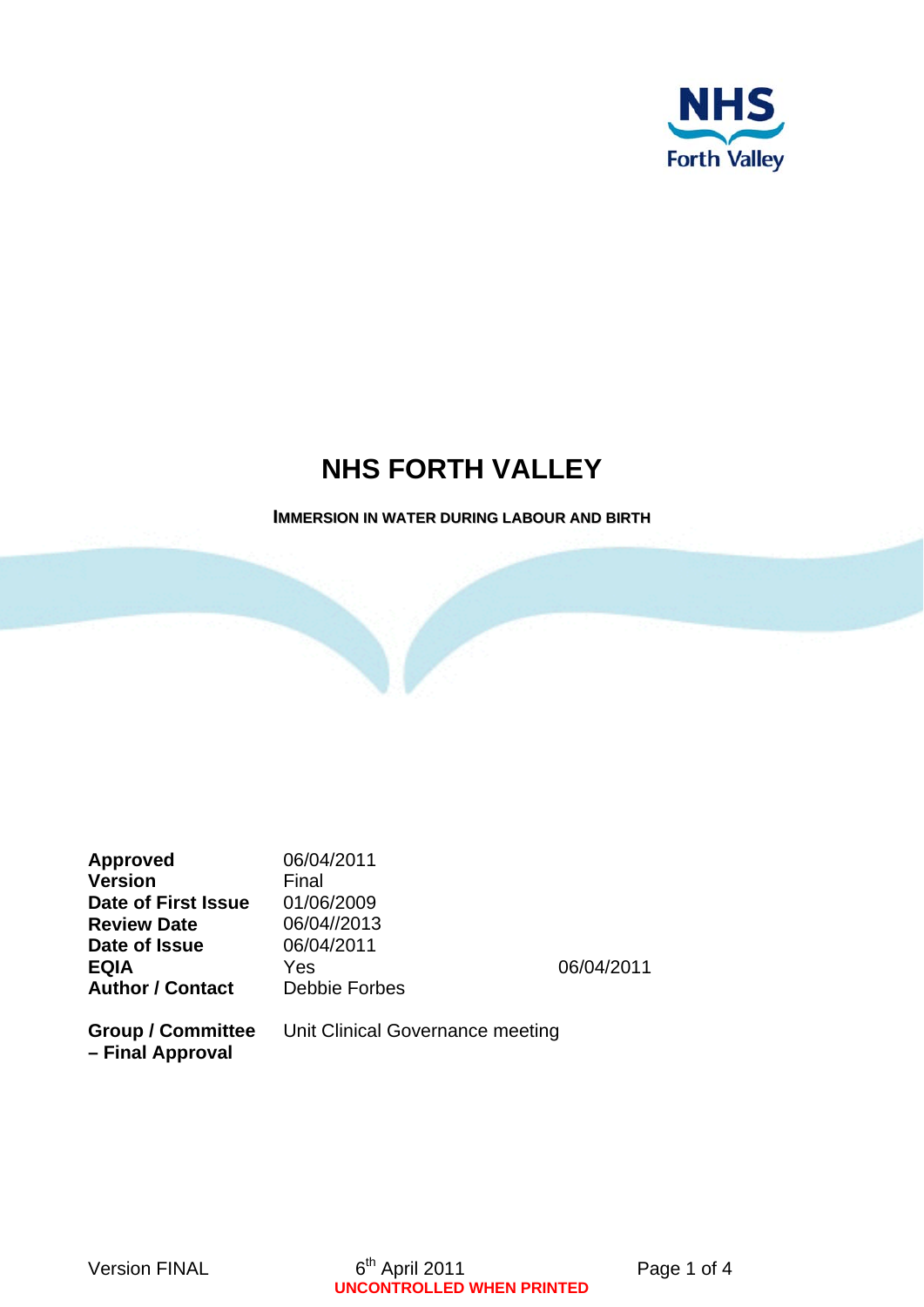# NHS FORTH VALLEY

## IMMERSION IN WATER DURING LABOUR AND BIRTH

| | | |
|---|---|---|
| **Approved** | 06/04/2011 | |
| **Version** | Final | |
| **Date of First Issue** | 01/06/2009 | |
| **Review Date** | 06/04//2013 | |
| **Date of Issue** | 06/04/2011 | |
| **EQIA** | Yes | 06/04/2011 |
| **Author / Contact** | Debbie Forbes | |
| **Group / Committee – Final Approval** | Unit Clinical Governance meeting | |

UNCONTROLLED WHEN PRINTED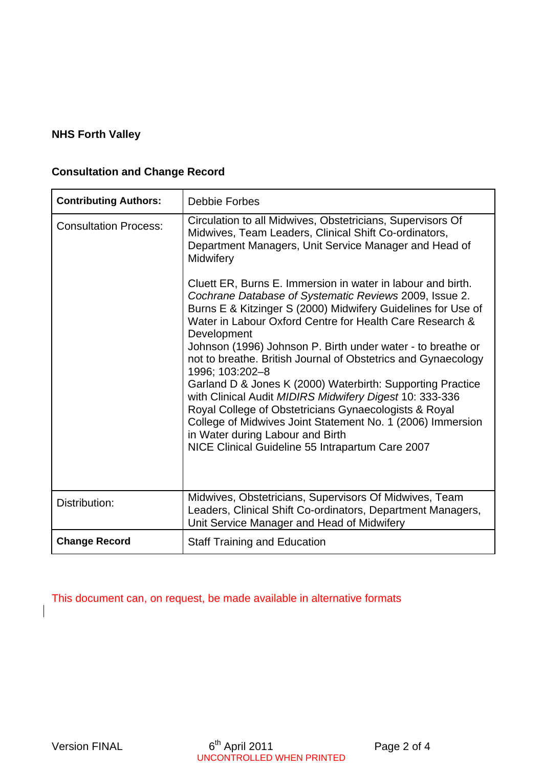**NHS Forth Valley**

**Consultation and Change Record**

| **Contributing Authors:** | Debbie Forbes |
|---|---|
| Consultation Process: | Circulation to all Midwives, Obstetricians, Supervisors Of Midwives, Team Leaders, Clinical Shift Co-ordinators, Department Managers, Unit Service Manager and Head of Midwifery<br><br>Cluett ER, Burns E. Immersion in water in labour and birth. *Cochrane Database of Systematic Reviews* 2009, Issue 2.<br>Burns E & Kitzinger S (2000) Midwifery Guidelines for Use of Water in Labour Oxford Centre for Health Care Research & Development<br>Johnson (1996) Johnson P. Birth under water - to breathe or not to breathe. British Journal of Obstetrics and Gynaecology 1996; 103:202–8<br>Garland D & Jones K (2000) Waterbirth: Supporting Practice with Clinical Audit *MIDIRS Midwifery Digest* 10: 333-336<br>Royal College of Obstetricians Gynaecologists & Royal College of Midwives Joint Statement No. 1 (2006) Immersion in Water during Labour and Birth<br>NICE Clinical Guideline 55 Intrapartum Care 2007 |
| Distribution: | Midwives, Obstetricians, Supervisors Of Midwives, Team Leaders, Clinical Shift Co-ordinators, Department Managers, Unit Service Manager and Head of Midwifery |
| **Change Record** | Staff Training and Education |

This document can, on request, be made available in alternative formats

Version FINAL 6th April 2011

UNCONTROLLED WHEN PRINTED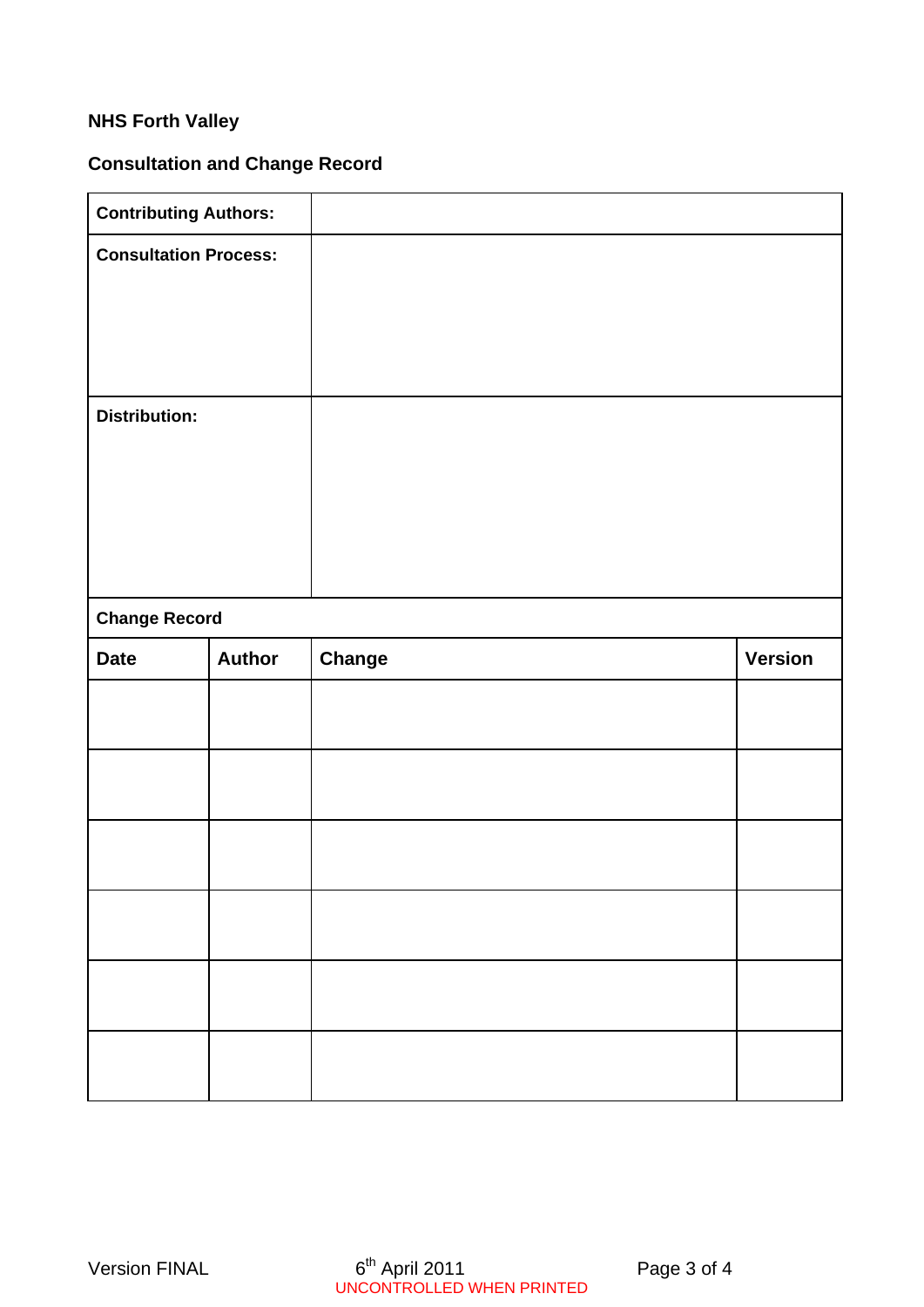**NHS Forth Valley**

**Consultation and Change Record**

| **Contributing Authors:** | | | |
|---|---|---|---|
| **Consultation Process:** | | | |
| **Distribution:** | | | |
| **Change Record** | | | |
| **Date** | **Author** | **Change** | **Version** |
| | | | |
| | | | |
| | | | |
| | | | |
| | | | |
| | | | |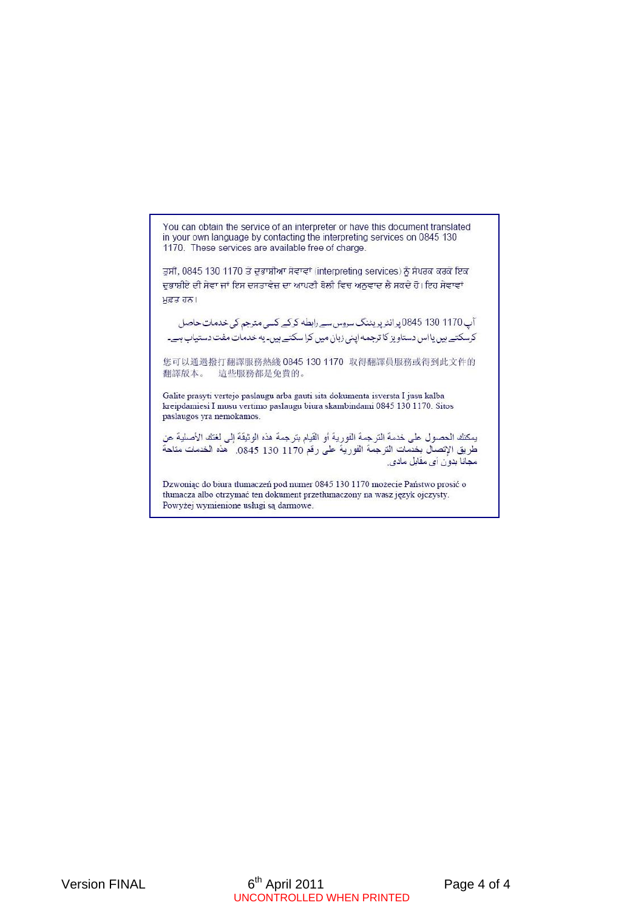You can obtain the service of an interpreter or have this document translated in your own language by contacting the interpreting services on 0845 130 1170. These services are available free of charge.

ਤੁਸੀਂ, 0845 130 1170 ਤੇ ਦੁਭਾਸ਼ੀਆ ਸੇਵਾਵਾਂ (interpreting services) ਨੂੰ ਸੰਪਰਕ ਕਰਕੇ ਇਕ ਦੁਭਾਸ਼ੀਏ ਦੀ ਸੇਵਾ ਜਾਂ ਇਸ ਦਸਤਾਵੇਜ਼ ਦਾ ਆਪਣੀ ਬੋਲੀ ਵਿਚ ਅਨੁਵਾਦ ਲੈ ਸਕਦੇ ਹੋ। ਇਹ ਸੇਵਾਵਾਂ ਮੁਫ਼ਤ ਹਨ।

آپ 0845 130 1170 پر انٹر پریٹنگ سروس سے رابطہ کر کے کسی مترجم کی خدمات حاصل کرسکتے ہیں یا اس دستاویز کا ترجمہ اپنی زبان میں کرا سکتے ہیں۔ یہ خدمات مفت دستیاب ہے۔

您可以通過撥打翻譯服務熱綫 0845 130 1170 取得翻譯員服務或得到此文件的翻譯版本。 這些服務都是免費的。

Galite prasyti vertejo paslaugu arba gauti sita dokumenta isversta I jusu kalba kreipdamiesi I musu vertimo paslaugu biura skambindami 0845 130 1170. Sitos paslaugos yra nemokamos.

يمكنك الحصول على خدمة الترجمة الفورية أو القيام بترجمة هذه الوثيقة إلى لغتك الأصلية عن طريق الإتصال بخدمات الترجمة الفورية على رقم 1170 130 0845. هذه الخدمات متاحة مجانا بدون أى مقابل مادى.

Dzwoniąc do biura tłumaczeń pod numer 0845 130 1170 możecie Państwo prosić o tłumacza albo otrzymać ten dokument przetłumaczony na wasz język ojczysty. Powyżej wymienione usługi są darmowe.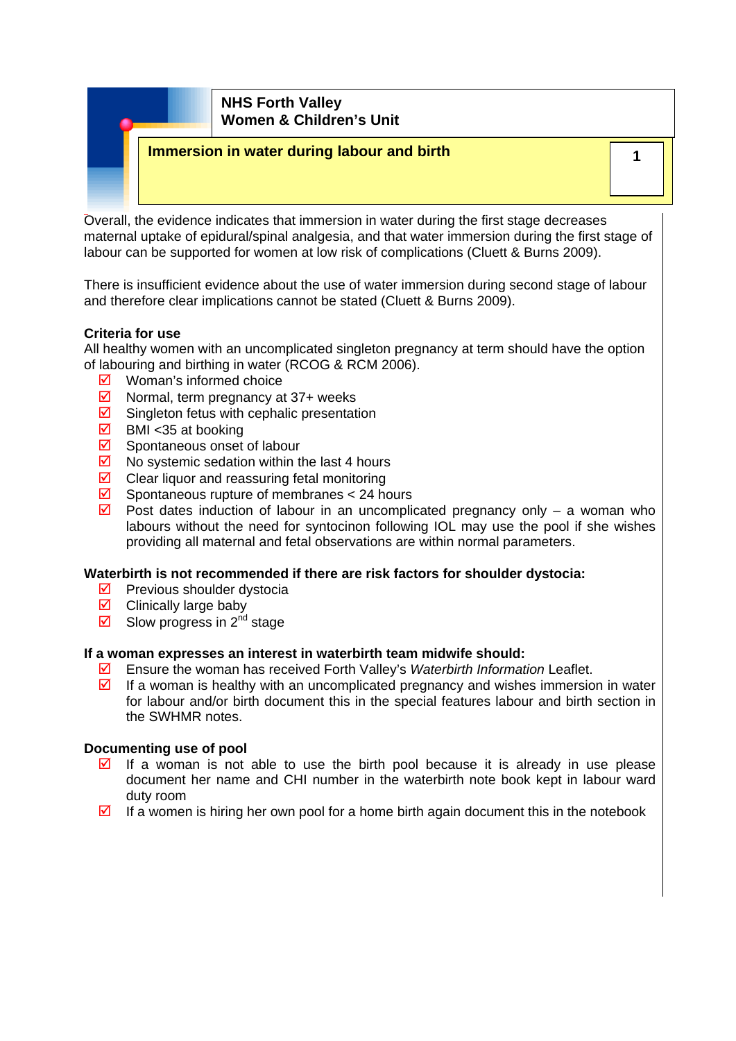Overall, the evidence indicates that immersion in water during the first stage decreases maternal uptake of epidural/spinal analgesia, and that water immersion during the first stage of labour can be supported for women at low risk of complications (Cluett & Burns 2009).

There is insufficient evidence about the use of water immersion during second stage of labour and therefore clear implications cannot be stated (Cluett & Burns 2009).

**Criteria for use**

All healthy women with an uncomplicated singleton pregnancy at term should have the option of labouring and birthing in water (RCOG & RCM 2006).

- ☑ Woman's informed choice
- ☑ Normal, term pregnancy at 37+ weeks
- ☑ Singleton fetus with cephalic presentation
- ☑ BMI <35 at booking
- ☑ Spontaneous onset of labour
- ☑ No systemic sedation within the last 4 hours
- ☑ Clear liquor and reassuring fetal monitoring
- ☑ Spontaneous rupture of membranes < 24 hours
- ☑ Post dates induction of labour in an uncomplicated pregnancy only – a woman who labours without the need for syntocinon following IOL may use the pool if she wishes providing all maternal and fetal observations are within normal parameters.

**Waterbirth is not recommended if there are risk factors for shoulder dystocia:**

- ☑ Previous shoulder dystocia
- ☑ Clinically large baby
- ☑ Slow progress in 2nd stage

**If a woman expresses an interest in waterbirth team midwife should:**

- ☑ Ensure the woman has received Forth Valley's *Waterbirth Information* Leaflet.
- ☑ If a woman is healthy with an uncomplicated pregnancy and wishes immersion in water for labour and/or birth document this in the special features labour and birth section in the SWHMR notes.

**Documenting use of pool**

- ☑ If a woman is not able to use the birth pool because it is already in use please document her name and CHI number in the waterbirth note book kept in labour ward duty room
- ☑ If a women is hiring her own pool for a home birth again document this in the notebook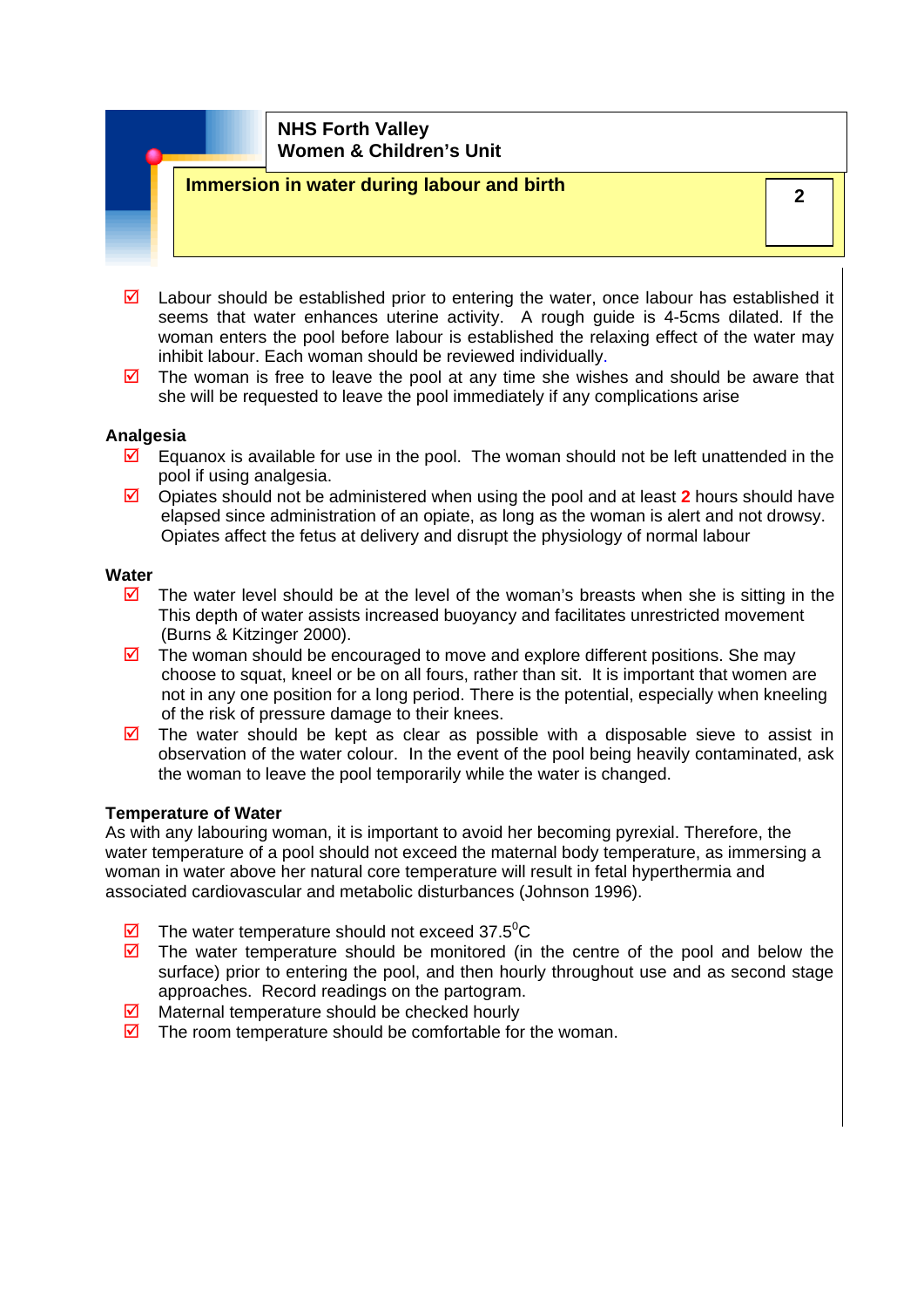- ☑ Labour should be established prior to entering the water, once labour has established it seems that water enhances uterine activity. A rough guide is 4-5cms dilated. If the woman enters the pool before labour is established the relaxing effect of the water may inhibit labour. Each woman should be reviewed individually.
- ☑ The woman is free to leave the pool at any time she wishes and should be aware that she will be requested to leave the pool immediately if any complications arise

### Analgesia

- ☑ Equanox is available for use in the pool. The woman should not be left unattended in the pool if using analgesia.
- ☑ Opiates should not be administered when using the pool and at least **2** hours should have elapsed since administration of an opiate, as long as the woman is alert and not drowsy. Opiates affect the fetus at delivery and disrupt the physiology of normal labour

### Water

- ☑ The water level should be at the level of the woman's breasts when she is sitting in the This depth of water assists increased buoyancy and facilitates unrestricted movement (Burns & Kitzinger 2000).
- ☑ The woman should be encouraged to move and explore different positions. She may choose to squat, kneel or be on all fours, rather than sit. It is important that women are not in any one position for a long period. There is the potential, especially when kneeling of the risk of pressure damage to their knees.
- ☑ The water should be kept as clear as possible with a disposable sieve to assist in observation of the water colour. In the event of the pool being heavily contaminated, ask the woman to leave the pool temporarily while the water is changed.

### Temperature of Water

As with any labouring woman, it is important to avoid her becoming pyrexial. Therefore, the water temperature of a pool should not exceed the maternal body temperature, as immersing a woman in water above her natural core temperature will result in fetal hyperthermia and associated cardiovascular and metabolic disturbances (Johnson 1996).

- ☑ The water temperature should not exceed 37.5$^{0}$C
- ☑ The water temperature should be monitored (in the centre of the pool and below the surface) prior to entering the pool, and then hourly throughout use and as second stage approaches. Record readings on the partogram.
- ☑ Maternal temperature should be checked hourly
- ☑ The room temperature should be comfortable for the woman.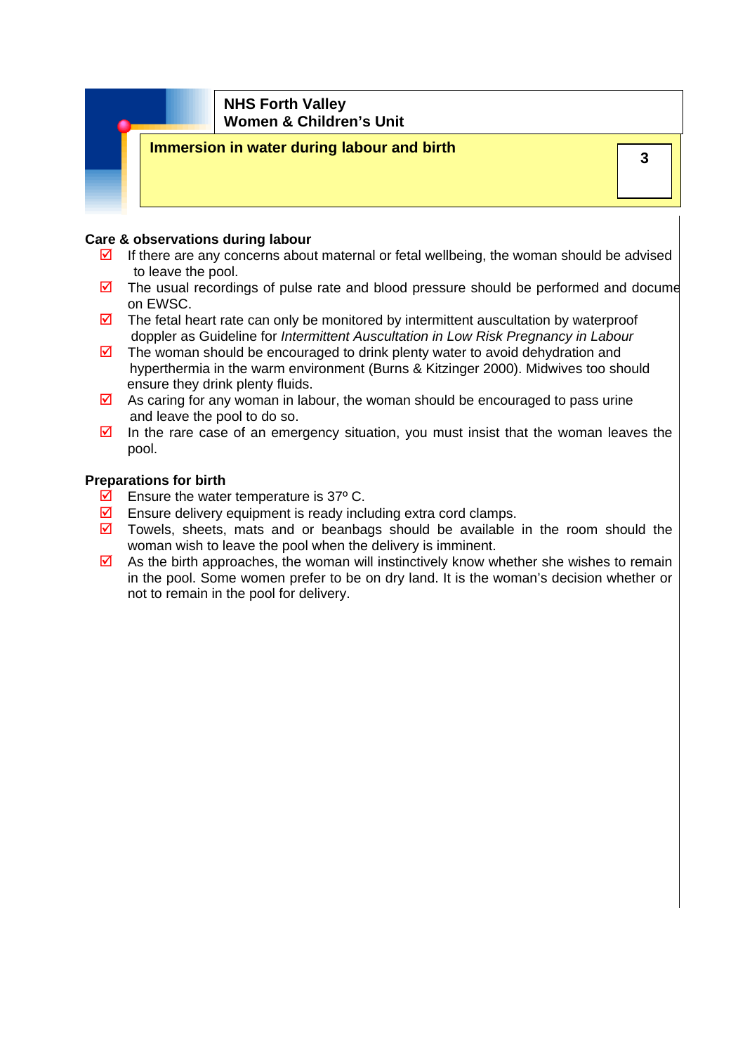## Care & observations during labour

- If there are any concerns about maternal or fetal wellbeing, the woman should be advised to leave the pool.
- The usual recordings of pulse rate and blood pressure should be performed and docume on EWSC.
- The fetal heart rate can only be monitored by intermittent auscultation by waterproof doppler as Guideline for *Intermittent Auscultation in Low Risk Pregnancy in Labour*
- The woman should be encouraged to drink plenty water to avoid dehydration and hyperthermia in the warm environment (Burns & Kitzinger 2000). Midwives too should ensure they drink plenty fluids.
- As caring for any woman in labour, the woman should be encouraged to pass urine and leave the pool to do so.
- In the rare case of an emergency situation, you must insist that the woman leaves the pool.

## Preparations for birth

- Ensure the water temperature is 37º C.
- Ensure delivery equipment is ready including extra cord clamps.
- Towels, sheets, mats and or beanbags should be available in the room should the woman wish to leave the pool when the delivery is imminent.
- As the birth approaches, the woman will instinctively know whether she wishes to remain in the pool. Some women prefer to be on dry land. It is the woman's decision whether or not to remain in the pool for delivery.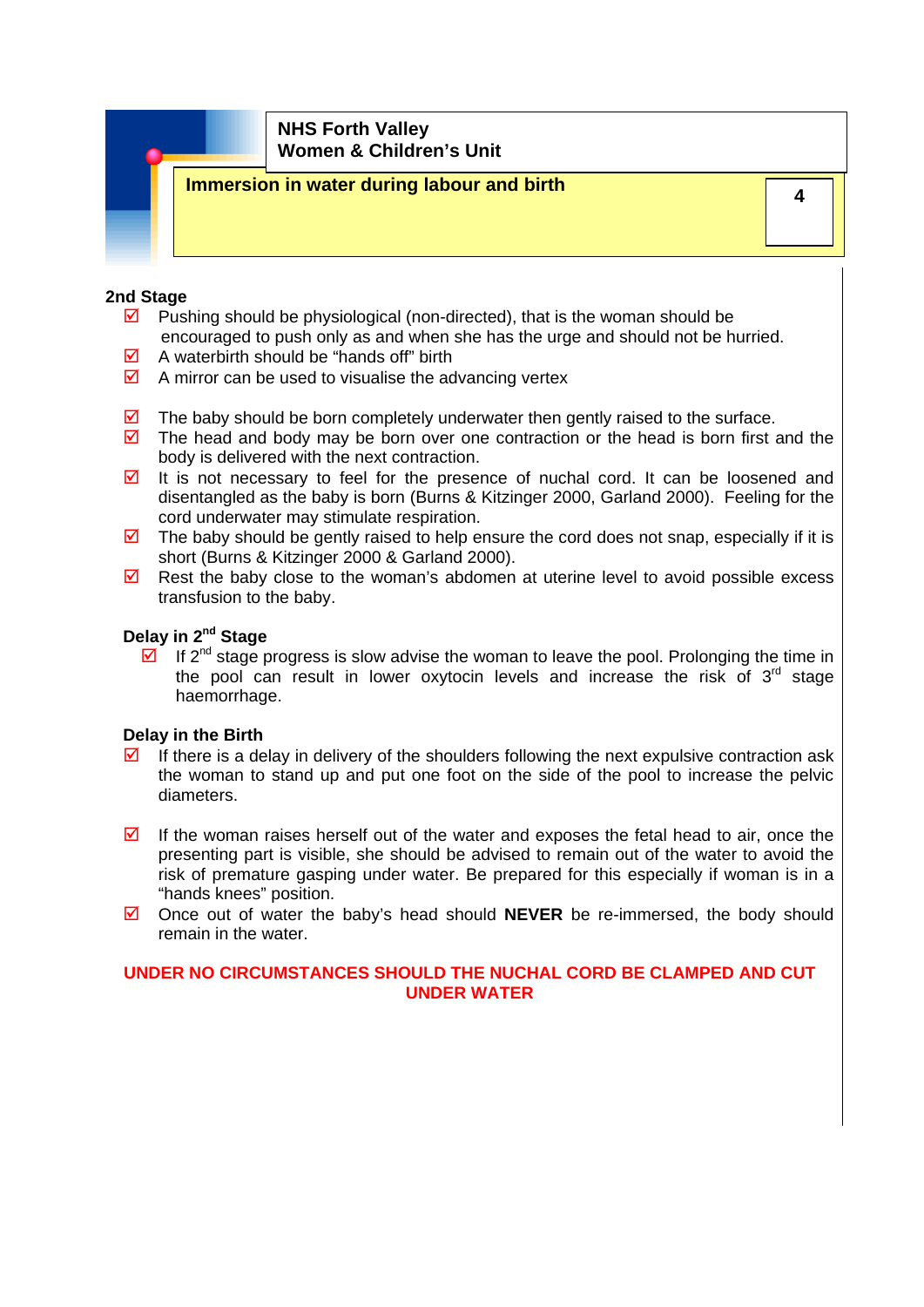## 2nd Stage

- ☑ Pushing should be physiological (non-directed), that is the woman should be encouraged to push only as and when she has the urge and should not be hurried.
- ☑ A waterbirth should be "hands off" birth
- ☑ A mirror can be used to visualise the advancing vertex

- ☑ The baby should be born completely underwater then gently raised to the surface.
- ☑ The head and body may be born over one contraction or the head is born first and the body is delivered with the next contraction.
- ☑ It is not necessary to feel for the presence of nuchal cord. It can be loosened and disentangled as the baby is born (Burns & Kitzinger 2000, Garland 2000). Feeling for the cord underwater may stimulate respiration.
- ☑ The baby should be gently raised to help ensure the cord does not snap, especially if it is short (Burns & Kitzinger 2000 & Garland 2000).
- ☑ Rest the baby close to the woman's abdomen at uterine level to avoid possible excess transfusion to the baby.

### Delay in 2nd Stage

- ☑ If 2nd stage progress is slow advise the woman to leave the pool. Prolonging the time in the pool can result in lower oxytocin levels and increase the risk of 3rd stage haemorrhage.

### Delay in the Birth

- ☑ If there is a delay in delivery of the shoulders following the next expulsive contraction ask the woman to stand up and put one foot on the side of the pool to increase the pelvic diameters.

- ☑ If the woman raises herself out of the water and exposes the fetal head to air, once the presenting part is visible, she should be advised to remain out of the water to avoid the risk of premature gasping under water. Be prepared for this especially if woman is in a "hands knees" position.
- ☑ Once out of water the baby's head should **NEVER** be re-immersed, the body should remain in the water.

**UNDER NO CIRCUMSTANCES SHOULD THE NUCHAL CORD BE CLAMPED AND CUT UNDER WATER**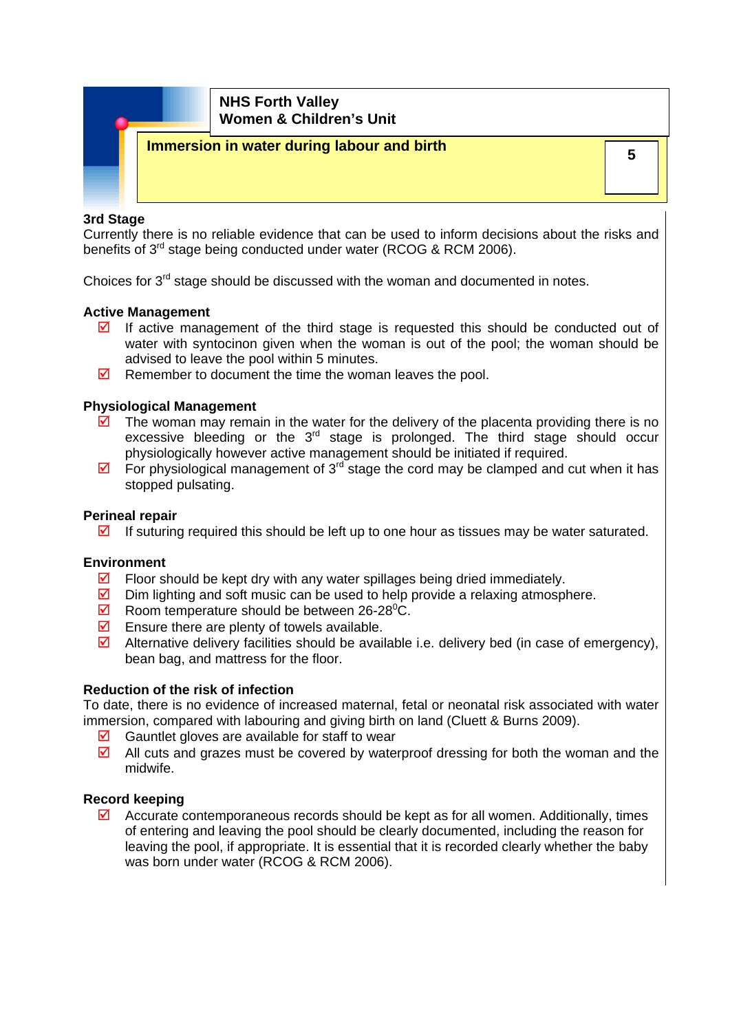## 3rd Stage

Currently there is no reliable evidence that can be used to inform decisions about the risks and benefits of 3rd stage being conducted under water (RCOG & RCM 2006).

Choices for 3rd stage should be discussed with the woman and documented in notes.

### Active Management

- ☑ If active management of the third stage is requested this should be conducted out of water with syntocinon given when the woman is out of the pool; the woman should be advised to leave the pool within 5 minutes.
- ☑ Remember to document the time the woman leaves the pool.

### Physiological Management

- ☑ The woman may remain in the water for the delivery of the placenta providing there is no excessive bleeding or the 3rd stage is prolonged. The third stage should occur physiologically however active management should be initiated if required.
- ☑ For physiological management of 3rd stage the cord may be clamped and cut when it has stopped pulsating.

### Perineal repair

- ☑ If suturing required this should be left up to one hour as tissues may be water saturated.

### Environment

- ☑ Floor should be kept dry with any water spillages being dried immediately.
- ☑ Dim lighting and soft music can be used to help provide a relaxing atmosphere.
- ☑ Room temperature should be between 26-28$^{0}$C.
- ☑ Ensure there are plenty of towels available.
- ☑ Alternative delivery facilities should be available i.e. delivery bed (in case of emergency), bean bag, and mattress for the floor.

### Reduction of the risk of infection

To date, there is no evidence of increased maternal, fetal or neonatal risk associated with water immersion, compared with labouring and giving birth on land (Cluett & Burns 2009).

- ☑ Gauntlet gloves are available for staff to wear
- ☑ All cuts and grazes must be covered by waterproof dressing for both the woman and the midwife.

### Record keeping

- ☑ Accurate contemporaneous records should be kept as for all women. Additionally, times of entering and leaving the pool should be clearly documented, including the reason for leaving the pool, if appropriate. It is essential that it is recorded clearly whether the baby was born under water (RCOG & RCM 2006).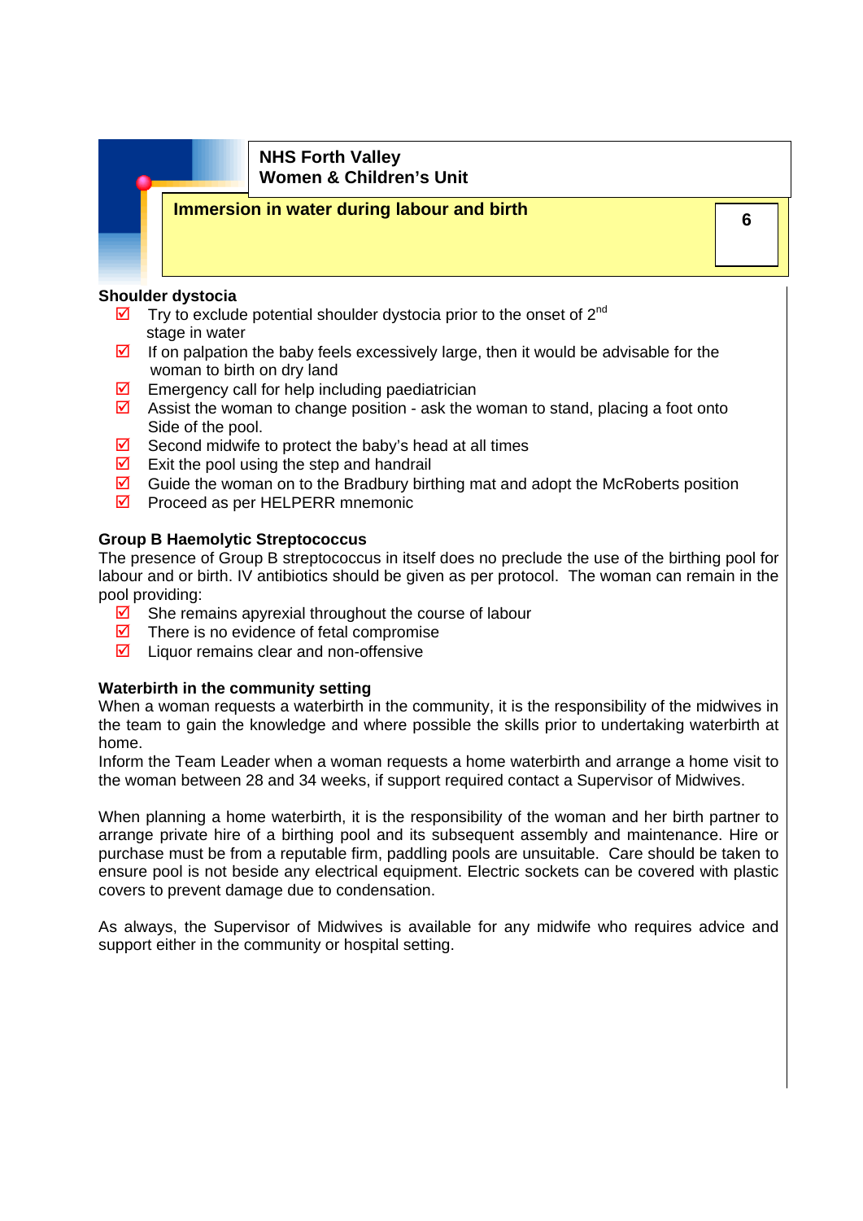## Shoulder dystocia

- ☑ Try to exclude potential shoulder dystocia prior to the onset of 2nd stage in water
- ☑ If on palpation the baby feels excessively large, then it would be advisable for the woman to birth on dry land
- ☑ Emergency call for help including paediatrician
- ☑ Assist the woman to change position - ask the woman to stand, placing a foot onto Side of the pool.
- ☑ Second midwife to protect the baby's head at all times
- ☑ Exit the pool using the step and handrail
- ☑ Guide the woman on to the Bradbury birthing mat and adopt the McRoberts position
- ☑ Proceed as per HELPERR mnemonic

## Group B Haemolytic Streptococcus

The presence of Group B streptococcus in itself does no preclude the use of the birthing pool for labour and or birth. IV antibiotics should be given as per protocol. The woman can remain in the pool providing:

- ☑ She remains apyrexial throughout the course of labour
- ☑ There is no evidence of fetal compromise
- ☑ Liquor remains clear and non-offensive

## Waterbirth in the community setting

When a woman requests a waterbirth in the community, it is the responsibility of the midwives in the team to gain the knowledge and where possible the skills prior to undertaking waterbirth at home.
Inform the Team Leader when a woman requests a home waterbirth and arrange a home visit to the woman between 28 and 34 weeks, if support required contact a Supervisor of Midwives.

When planning a home waterbirth, it is the responsibility of the woman and her birth partner to arrange private hire of a birthing pool and its subsequent assembly and maintenance. Hire or purchase must be from a reputable firm, paddling pools are unsuitable. Care should be taken to ensure pool is not beside any electrical equipment. Electric sockets can be covered with plastic covers to prevent damage due to condensation.

As always, the Supervisor of Midwives is available for any midwife who requires advice and support either in the community or hospital setting.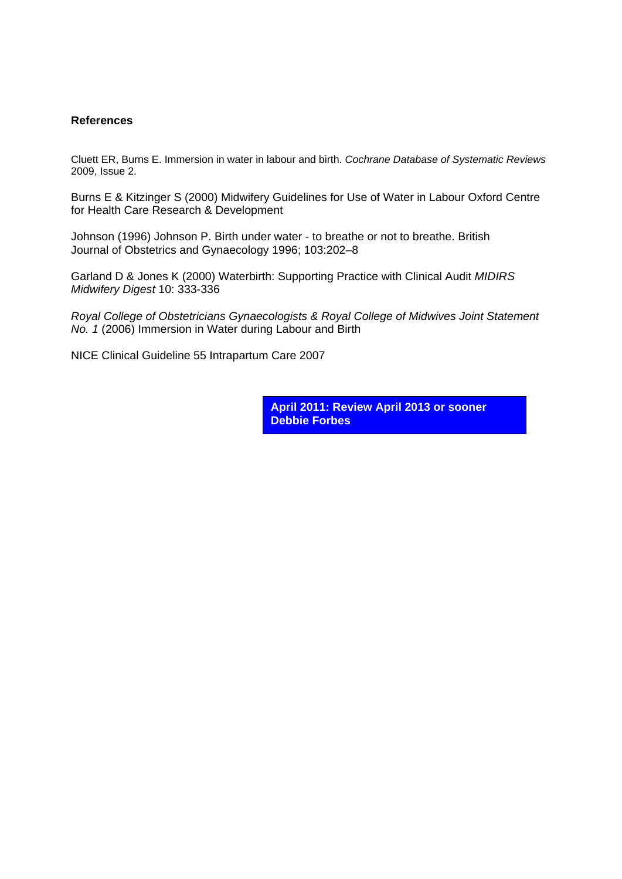**References**

Cluett ER, Burns E. Immersion in water in labour and birth. *Cochrane Database of Systematic Reviews* 2009, Issue 2.

Burns E & Kitzinger S (2000) Midwifery Guidelines for Use of Water in Labour Oxford Centre for Health Care Research & Development

Johnson (1996) Johnson P. Birth under water - to breathe or not to breathe. British Journal of Obstetrics and Gynaecology 1996; 103:202–8

Garland D & Jones K (2000) Waterbirth: Supporting Practice with Clinical Audit *MIDIRS Midwifery Digest* 10: 333-336

*Royal College of Obstetricians Gynaecologists & Royal College of Midwives Joint Statement No. 1* (2006) Immersion in Water during Labour and Birth

NICE Clinical Guideline 55 Intrapartum Care 2007

**April 2011: Review April 2013 or sooner**
**Debbie Forbes**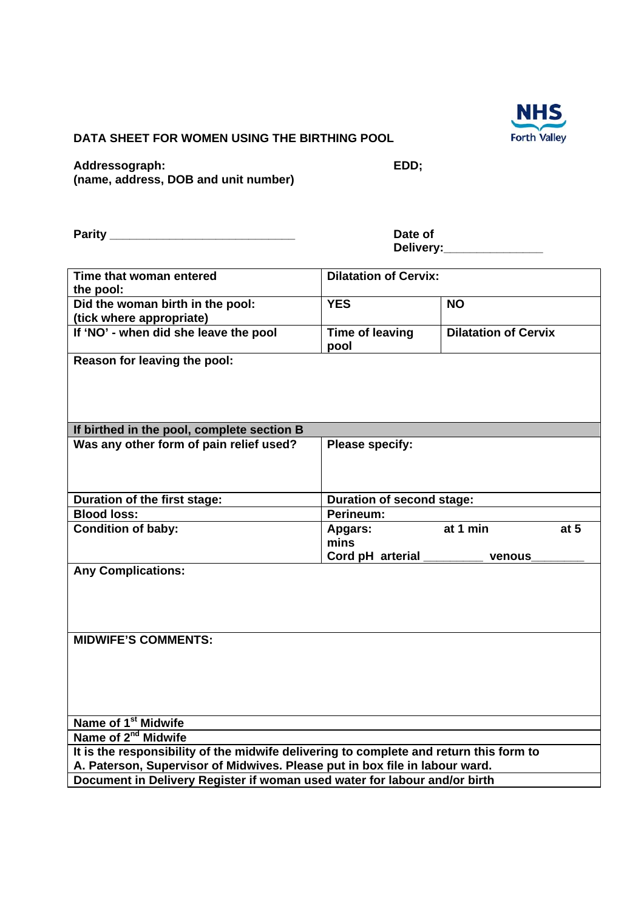**NHS Forth Valley**

# DATA SHEET FOR WOMEN USING THE BIRTHING POOL

**Addressograph:**
**(name, address, DOB and unit number)**

**EDD;**

**Parity** ____________________________

**Date of Delivery:**_______________

| | | |
|---|---|---|
| **Time that woman entered the pool:** | **Dilatation of Cervix:** | |
| **Did the woman birth in the pool: (tick where appropriate)** | **YES** | **NO** |
| **If 'NO' - when did she leave the pool** | **Time of leaving pool** | **Dilatation of Cervix** |
| **Reason for leaving the pool:** | | |
| **If birthed in the pool, complete section B** | | |
| **Was any other form of pain relief used?** | **Please specify:** | |
| **Duration of the first stage:** | **Duration of second stage:** | |
| **Blood loss:** | **Perineum:** | |
| **Condition of baby:** | **Apgars: at 1 min at 5 mins**<br>**Cord pH arterial** _________ **venous**________ | |
| **Any Complications:** | | |
| **MIDWIFE'S COMMENTS:** | | |
| **Name of 1st Midwife** | | |
| **Name of 2nd Midwife** | | |
| **It is the responsibility of the midwife delivering to complete and return this form to A. Paterson, Supervisor of Midwives. Please put in box file in labour ward.** | | |
| **Document in Delivery Register if woman used water for labour and/or birth** | | |